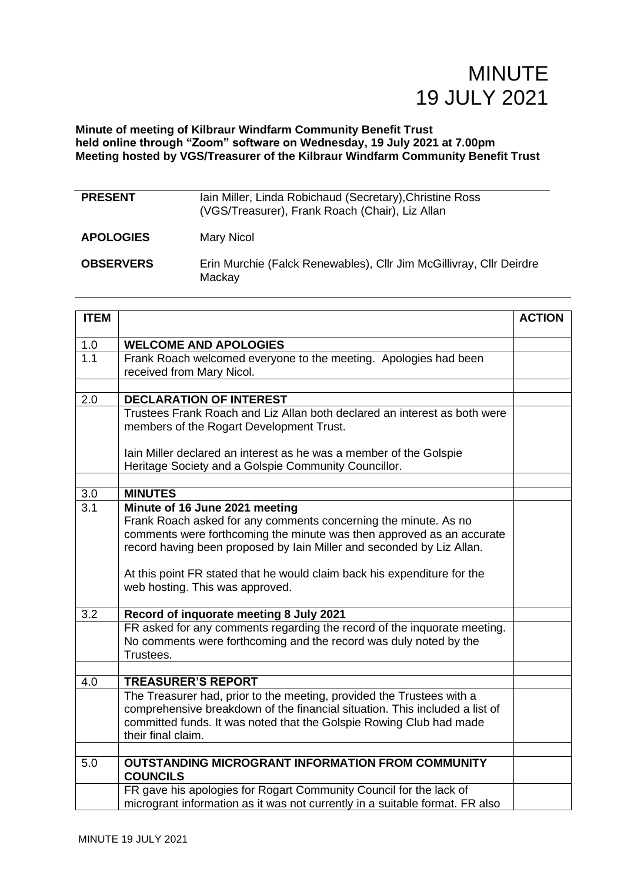# MINUTE
# 19 JULY 2021

**Minute of meeting of Kilbraur Windfarm Community Benefit Trust held online through "Zoom" software on Wednesday, 19 July 2021 at 7.00pm Meeting hosted by VGS/Treasurer of the Kilbraur Windfarm Community Benefit Trust**

| | |
|---|---|
| **PRESENT** | Iain Miller, Linda Robichaud (Secretary),Christine Ross (VGS/Treasurer), Frank Roach (Chair), Liz Allan |
| **APOLOGIES** | Mary Nicol |
| **OBSERVERS** | Erin Murchie (Falck Renewables), Cllr Jim McGillivray, Cllr Deirdre Mackay |

| ITEM | | ACTION |
|---|---|---|
| 1.0 | **WELCOME AND APOLOGIES** | |
| 1.1 | Frank Roach welcomed everyone to the meeting. Apologies had been received from Mary Nicol. | |
| | | |
| 2.0 | **DECLARATION OF INTEREST** | |
| | Trustees Frank Roach and Liz Allan both declared an interest as both were members of the Rogart Development Trust.<br><br>Iain Miller declared an interest as he was a member of the Golspie Heritage Society and a Golspie Community Councillor. | |
| | | |
| 3.0 | **MINUTES** | |
| 3.1 | **Minute of 16 June 2021 meeting**<br>Frank Roach asked for any comments concerning the minute. As no comments were forthcoming the minute was then approved as an accurate record having been proposed by Iain Miller and seconded by Liz Allan.<br><br>At this point FR stated that he would claim back his expenditure for the web hosting. This was approved. | |
| 3.2 | **Record of inquorate meeting 8 July 2021** | |
| | FR asked for any comments regarding the record of the inquorate meeting. No comments were forthcoming and the record was duly noted by the Trustees. | |
| | | |
| 4.0 | **TREASURER'S REPORT** | |
| | The Treasurer had, prior to the meeting, provided the Trustees with a comprehensive breakdown of the financial situation. This included a list of committed funds. It was noted that the Golspie Rowing Club had made their final claim. | |
| | | |
| 5.0 | **OUTSTANDING MICROGRANT INFORMATION FROM COMMUNITY COUNCILS** | |
| | FR gave his apologies for Rogart Community Council for the lack of microgrant information as it was not currently in a suitable format. FR also | |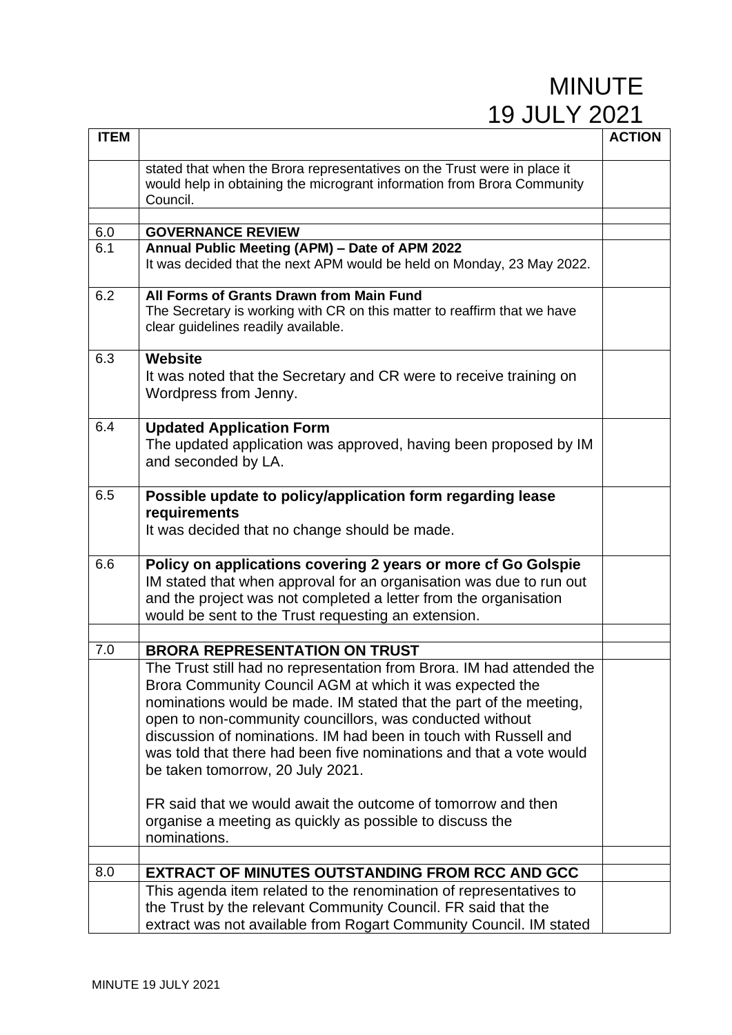| ITEM | | ACTION |
|---|---|---|
| | stated that when the Brora representatives on the Trust were in place it would help in obtaining the microgrant information from Brora Community Council. | |
| | | |
| 6.0 | **GOVERNANCE REVIEW** | |
| 6.1 | **Annual Public Meeting (APM) – Date of APM 2022**<br>It was decided that the next APM would be held on Monday, 23 May 2022. | |
| 6.2 | **All Forms of Grants Drawn from Main Fund**<br>The Secretary is working with CR on this matter to reaffirm that we have clear guidelines readily available. | |
| 6.3 | **Website**<br>It was noted that the Secretary and CR were to receive training on Wordpress from Jenny. | |
| 6.4 | **Updated Application Form**<br>The updated application was approved, having been proposed by IM and seconded by LA. | |
| 6.5 | **Possible update to policy/application form regarding lease requirements**<br>It was decided that no change should be made. | |
| 6.6 | **Policy on applications covering 2 years or more cf Go Golspie**<br>IM stated that when approval for an organisation was due to run out and the project was not completed a letter from the organisation would be sent to the Trust requesting an extension. | |
| | | |
| 7.0 | **BRORA REPRESENTATION ON TRUST** | |
| | The Trust still had no representation from Brora. IM had attended the Brora Community Council AGM at which it was expected the nominations would be made. IM stated that the part of the meeting, open to non-community councillors, was conducted without discussion of nominations. IM had been in touch with Russell and was told that there had been five nominations and that a vote would be taken tomorrow, 20 July 2021.<br><br>FR said that we would await the outcome of tomorrow and then organise a meeting as quickly as possible to discuss the nominations. | |
| | | |
| 8.0 | **EXTRACT OF MINUTES OUTSTANDING FROM RCC AND GCC** | |
| | This agenda item related to the renomination of representatives to the Trust by the relevant Community Council. FR said that the extract was not available from Rogart Community Council. IM stated | |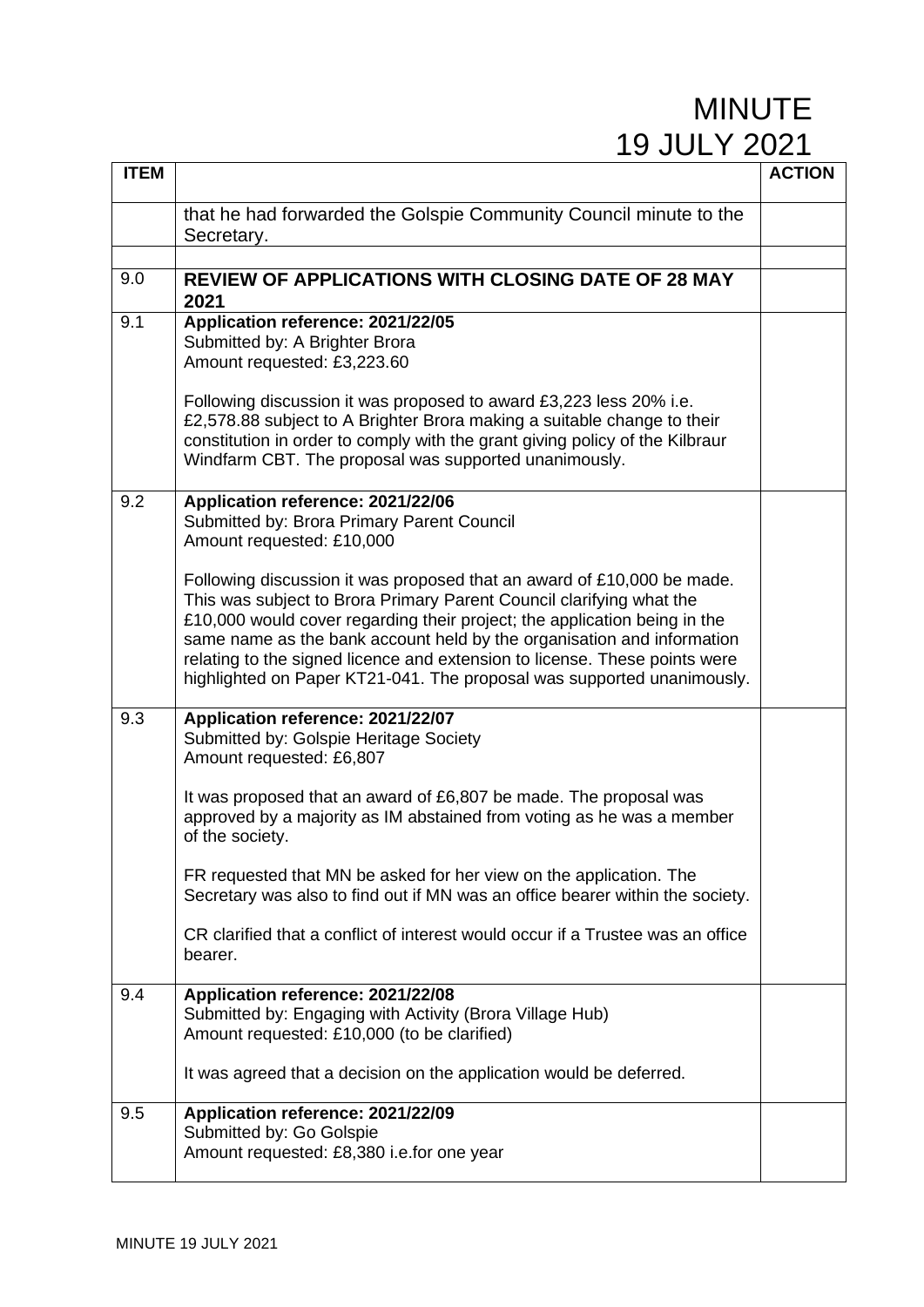| ITEM | | ACTION |
|---|---|---|
| | that he had forwarded the Golspie Community Council minute to the Secretary. | |
| | | |
| 9.0 | **REVIEW OF APPLICATIONS WITH CLOSING DATE OF 28 MAY 2021** | |
| 9.1 | **Application reference: 2021/22/05**<br>Submitted by: A Brighter Brora<br>Amount requested: £3,223.60<br><br>Following discussion it was proposed to award £3,223 less 20% i.e. £2,578.88 subject to A Brighter Brora making a suitable change to their constitution in order to comply with the grant giving policy of the Kilbraur Windfarm CBT. The proposal was supported unanimously. | |
| 9.2 | **Application reference: 2021/22/06**<br>Submitted by: Brora Primary Parent Council<br>Amount requested: £10,000<br><br>Following discussion it was proposed that an award of £10,000 be made. This was subject to Brora Primary Parent Council clarifying what the £10,000 would cover regarding their project; the application being in the same name as the bank account held by the organisation and information relating to the signed licence and extension to license. These points were highlighted on Paper KT21-041. The proposal was supported unanimously. | |
| 9.3 | **Application reference: 2021/22/07**<br>Submitted by: Golspie Heritage Society<br>Amount requested: £6,807<br><br>It was proposed that an award of £6,807 be made. The proposal was approved by a majority as IM abstained from voting as he was a member of the society.<br><br>FR requested that MN be asked for her view on the application. The Secretary was also to find out if MN was an office bearer within the society.<br><br>CR clarified that a conflict of interest would occur if a Trustee was an office bearer. | |
| 9.4 | **Application reference: 2021/22/08**<br>Submitted by: Engaging with Activity (Brora Village Hub)<br>Amount requested: £10,000 (to be clarified)<br><br>It was agreed that a decision on the application would be deferred. | |
| 9.5 | **Application reference: 2021/22/09**<br>Submitted by: Go Golspie<br>Amount requested: £8,380 i.e.for one year | |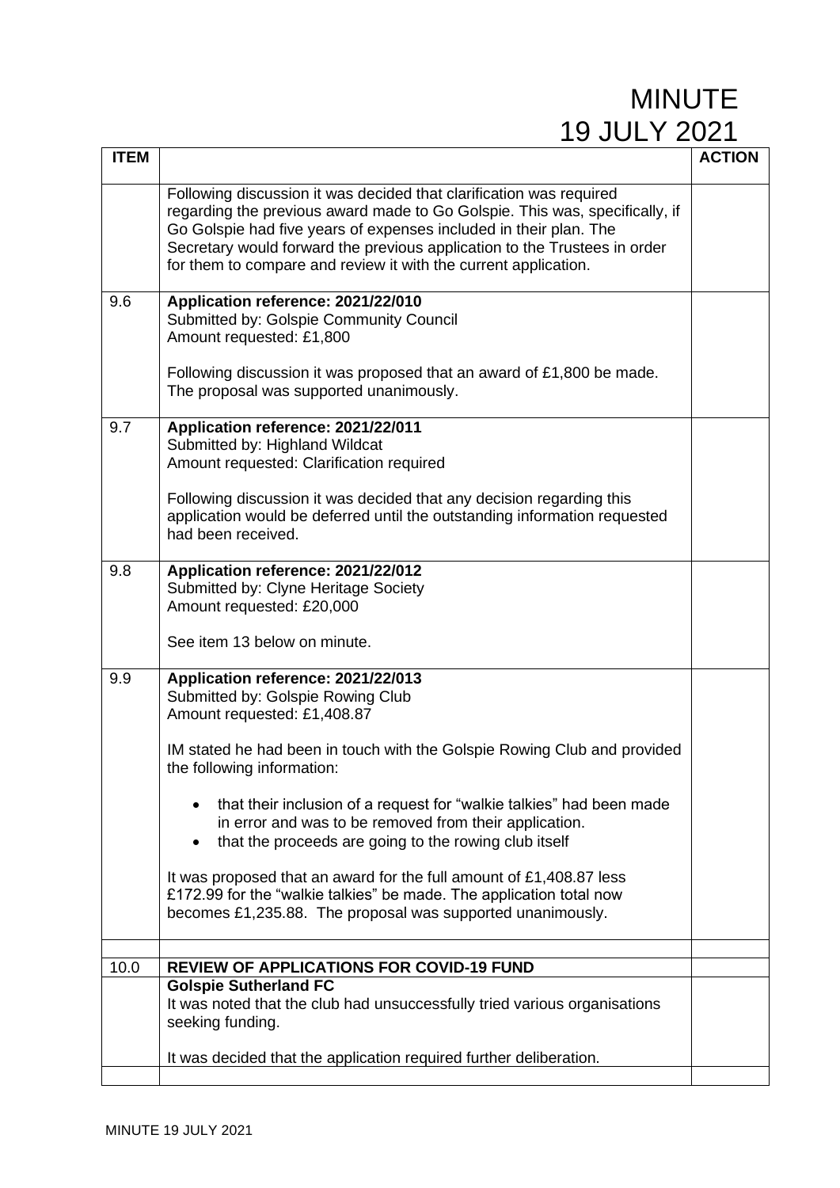# MINUTE 19 JULY 2021

| ITEM | | ACTION |
|---|---|---|
| | Following discussion it was decided that clarification was required regarding the previous award made to Go Golspie. This was, specifically, if Go Golspie had five years of expenses included in their plan. The Secretary would forward the previous application to the Trustees in order for them to compare and review it with the current application. | |
| 9.6 | **Application reference: 2021/22/010**<br>Submitted by: Golspie Community Council<br>Amount requested: £1,800<br><br>Following discussion it was proposed that an award of £1,800 be made. The proposal was supported unanimously. | |
| 9.7 | **Application reference: 2021/22/011**<br>Submitted by: Highland Wildcat<br>Amount requested: Clarification required<br><br>Following discussion it was decided that any decision regarding this application would be deferred until the outstanding information requested had been received. | |
| 9.8 | **Application reference: 2021/22/012**<br>Submitted by: Clyne Heritage Society<br>Amount requested: £20,000<br><br>See item 13 below on minute. | |
| 9.9 | **Application reference: 2021/22/013**<br>Submitted by: Golspie Rowing Club<br>Amount requested: £1,408.87<br><br>IM stated he had been in touch with the Golspie Rowing Club and provided the following information:<br><br>• that their inclusion of a request for "walkie talkies" had been made in error and was to be removed from their application.<br>• that the proceeds are going to the rowing club itself<br><br>It was proposed that an award for the full amount of £1,408.87 less £172.99 for the "walkie talkies" be made. The application total now becomes £1,235.88. The proposal was supported unanimously. | |
| | | |
| 10.0 | **REVIEW OF APPLICATIONS FOR COVID-19 FUND** | |
| | **Golspie Sutherland FC**<br>It was noted that the club had unsuccessfully tried various organisations seeking funding.<br><br>It was decided that the application required further deliberation. | |
| | | |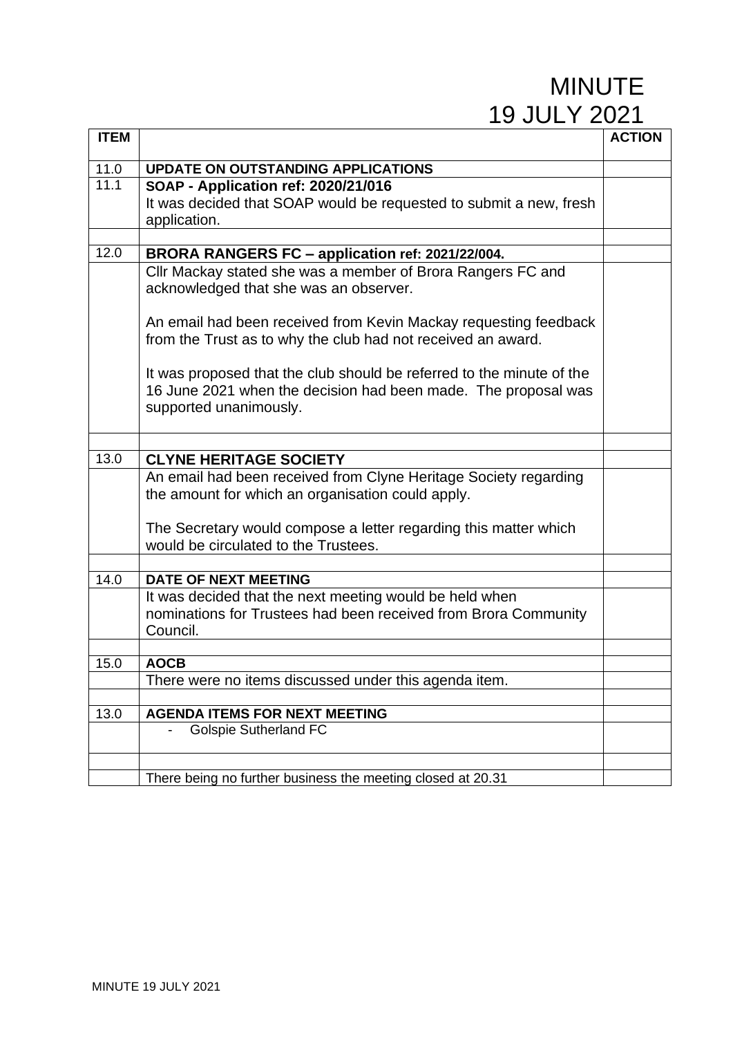# MINUTE
# 19 JULY 2021

| ITEM | | ACTION |
|---|---|---|
| 11.0 | **UPDATE ON OUTSTANDING APPLICATIONS** | |
| 11.1 | **SOAP - Application ref: 2020/21/016**<br>It was decided that SOAP would be requested to submit a new, fresh application. | |
| | | |
| 12.0 | **BRORA RANGERS FC – application ref: 2021/22/004.** | |
| | Cllr Mackay stated she was a member of Brora Rangers FC and acknowledged that she was an observer.<br><br>An email had been received from Kevin Mackay requesting feedback from the Trust as to why the club had not received an award.<br><br>It was proposed that the club should be referred to the minute of the 16 June 2021 when the decision had been made. The proposal was supported unanimously. | |
| | | |
| 13.0 | **CLYNE HERITAGE SOCIETY** | |
| | An email had been received from Clyne Heritage Society regarding the amount for which an organisation could apply.<br><br>The Secretary would compose a letter regarding this matter which would be circulated to the Trustees. | |
| | | |
| 14.0 | **DATE OF NEXT MEETING** | |
| | It was decided that the next meeting would be held when nominations for Trustees had been received from Brora Community Council. | |
| | | |
| 15.0 | **AOCB** | |
| | There were no items discussed under this agenda item. | |
| | | |
| 13.0 | **AGENDA ITEMS FOR NEXT MEETING** | |
| | - Golspie Sutherland FC | |
| | | |
| | There being no further business the meeting closed at 20.31 | |